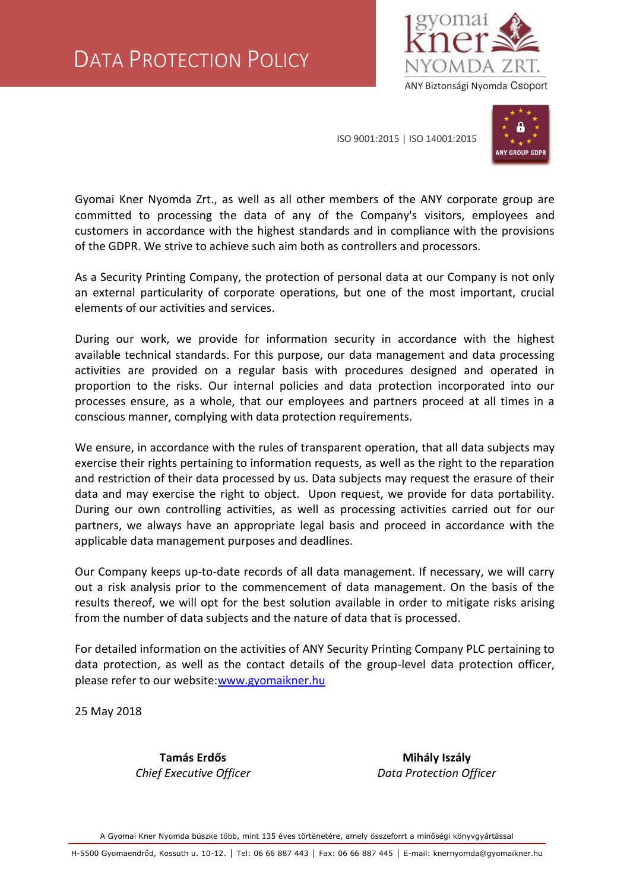# DATA PROTECTION POLICY

gyomai kner NYOMDA ZRT.

ANY Biztonsági Nyomda Csoport

ISO 9001:2015 | ISO 14001:2015

ANY GROUP GDPR

Gyomai Kner Nyomda Zrt., as well as all other members of the ANY corporate group are committed to processing the data of any of the Company's visitors, employees and customers in accordance with the highest standards and in compliance with the provisions of the GDPR. We strive to achieve such aim both as controllers and processors.

As a Security Printing Company, the protection of personal data at our Company is not only an external particularity of corporate operations, but one of the most important, crucial elements of our activities and services.

During our work, we provide for information security in accordance with the highest available technical standards. For this purpose, our data management and data processing activities are provided on a regular basis with procedures designed and operated in proportion to the risks. Our internal policies and data protection incorporated into our processes ensure, as a whole, that our employees and partners proceed at all times in a conscious manner, complying with data protection requirements.

We ensure, in accordance with the rules of transparent operation, that all data subjects may exercise their rights pertaining to information requests, as well as the right to the reparation and restriction of their data processed by us. Data subjects may request the erasure of their data and may exercise the right to object. Upon request, we provide for data portability. During our own controlling activities, as well as processing activities carried out for our partners, we always have an appropriate legal basis and proceed in accordance with the applicable data management purposes and deadlines.

Our Company keeps up-to-date records of all data management. If necessary, we will carry out a risk analysis prior to the commencement of data management. On the basis of the results thereof, we will opt for the best solution available in order to mitigate risks arising from the number of data subjects and the nature of data that is processed.

For detailed information on the activities of ANY Security Printing Company PLC pertaining to data protection, as well as the contact details of the group-level data protection officer, please refer to our website:www.gyomaikner.hu

25 May 2018

**Tamás Erdős**
*Chief Executive Officer*

**Mihály Iszály**
*Data Protection Officer*

A Gyomai Kner Nyomda büszke több, mint 135 éves történetére, amely összeforrt a minőségi könyvgyártással

H-5500 Gyomaendrőd, Kossuth u. 10-12. | Tel: 06 66 887 443 | Fax: 06 66 887 445 | E-mail: knernyomda@gyomaikner.hu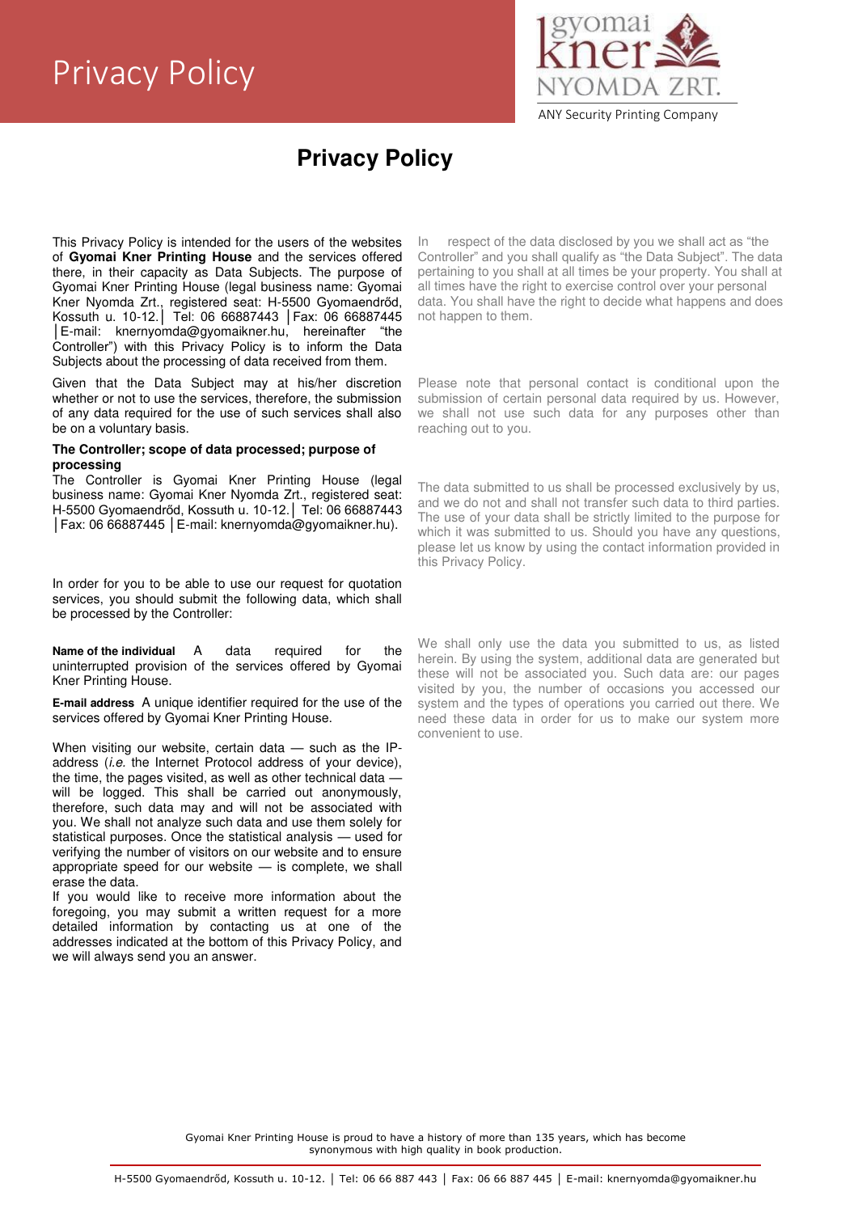# Privacy Policy

This Privacy Policy is intended for the users of the websites of **Gyomai Kner Printing House** and the services offered there, in their capacity as Data Subjects. The purpose of Gyomai Kner Printing House (legal business name: Gyomai Kner Nyomda Zrt., registered seat: H-5500 Gyomaendrőd, Kossuth u. 10-12.│ Tel: 06 66887443 │Fax: 06 66887445 │E-mail: knernyomda@gyomaikner.hu, hereinafter "the Controller") with this Privacy Policy is to inform the Data Subjects about the processing of data received from them.

Given that the Data Subject may at his/her discretion whether or not to use the services, therefore, the submission of any data required for the use of such services shall also be on a voluntary basis.

### The Controller; scope of data processed; purpose of processing

The Controller is Gyomai Kner Printing House (legal business name: Gyomai Kner Nyomda Zrt., registered seat: H-5500 Gyomaendrőd, Kossuth u. 10-12.│ Tel: 06 66887443 │Fax: 06 66887445 │E-mail: knernyomda@gyomaikner.hu).

In order for you to be able to use our request for quotation services, you should submit the following data, which shall be processed by the Controller:

**Name of the individual** A data required for the uninterrupted provision of the services offered by Gyomai Kner Printing House.

**E-mail address** A unique identifier required for the use of the services offered by Gyomai Kner Printing House.

When visiting our website, certain data — such as the IP-address (*i.e.* the Internet Protocol address of your device), the time, the pages visited, as well as other technical data — will be logged. This shall be carried out anonymously, therefore, such data may and will not be associated with you. We shall not analyze such data and use them solely for statistical purposes. Once the statistical analysis — used for verifying the number of visitors on our website and to ensure appropriate speed for our website — is complete, we shall erase the data.

If you would like to receive more information about the foregoing, you may submit a written request for a more detailed information by contacting us at one of the addresses indicated at the bottom of this Privacy Policy, and we will always send you an answer.

In respect of the data disclosed by you we shall act as "the Controller" and you shall qualify as "the Data Subject". The data pertaining to you shall at all times be your property. You shall at all times have the right to exercise control over your personal data. You shall have the right to decide what happens and does not happen to them.

Please note that personal contact is conditional upon the submission of certain personal data required by us. However, we shall not use such data for any purposes other than reaching out to you.

The data submitted to us shall be processed exclusively by us, and we do not and shall not transfer such data to third parties. The use of your data shall be strictly limited to the purpose for which it was submitted to us. Should you have any questions, please let us know by using the contact information provided in this Privacy Policy.

We shall only use the data you submitted to us, as listed herein. By using the system, additional data are generated but these will not be associated you. Such data are: our pages visited by you, the number of occasions you accessed our system and the types of operations you carried out there. We need these data in order for us to make our system more convenient to use.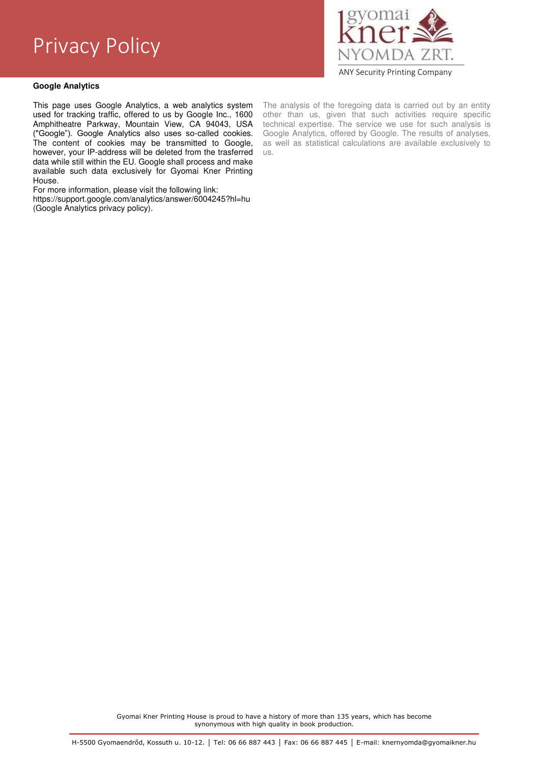**Google Analytics**

This page uses Google Analytics, a web analytics system used for tracking traffic, offered to us by Google Inc., 1600 Amphitheatre Parkway, Mountain View, CA 94043, USA ("Google"). Google Analytics also uses so-called cookies. The content of cookies may be transmitted to Google, however, your IP-address will be deleted from the trasferred data while still within the EU. Google shall process and make available such data exclusively for Gyomai Kner Printing House.
For more information, please visit the following link:
https://support.google.com/analytics/answer/6004245?hl=hu
(Google Analytics privacy policy).

The analysis of the foregoing data is carried out by an entity other than us, given that such activities require specific technical expertise. The service we use for such analysis is Google Analytics, offered by Google. The results of analyses, as well as statistical calculations are available exclusively to us.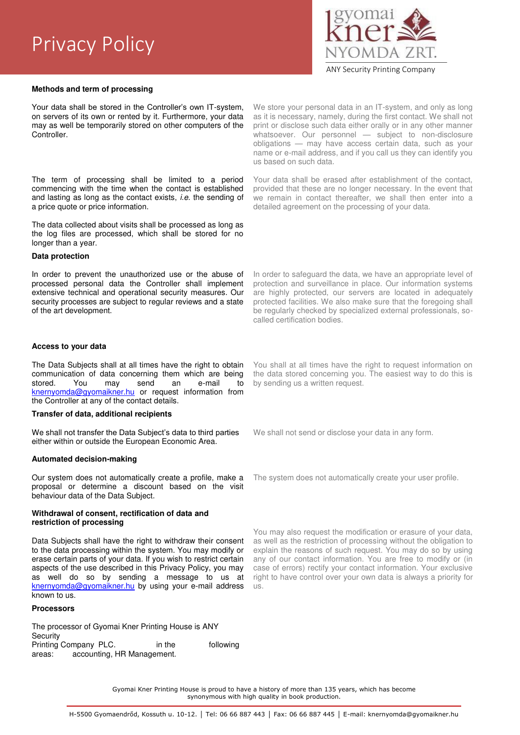### Methods and term of processing

Your data shall be stored in the Controller's own IT-system, on servers of its own or rented by it. Furthermore, your data may as well be temporarily stored on other computers of the Controller.

We store your personal data in an IT-system, and only as long as it is necessary, namely, during the first contact. We shall not print or disclose such data either orally or in any other manner whatsoever. Our personnel — subject to non-disclosure obligations — may have access certain data, such as your name or e-mail address, and if you call us they can identify you us based on such data.

The term of processing shall be limited to a period commencing with the time when the contact is established and lasting as long as the contact exists, *i.e.* the sending of a price quote or price information.

Your data shall be erased after establishment of the contact, provided that these are no longer necessary. In the event that we remain in contact thereafter, we shall then enter into a detailed agreement on the processing of your data.

The data collected about visits shall be processed as long as the log files are processed, which shall be stored for no longer than a year.

### Data protection

In order to prevent the unauthorized use or the abuse of processed personal data the Controller shall implement extensive technical and operational security measures. Our security processes are subject to regular reviews and a state of the art development.

In order to safeguard the data, we have an appropriate level of protection and surveillance in place. Our information systems are highly protected, our servers are located in adequately protected facilities. We also make sure that the foregoing shall be regularly checked by specialized external professionals, so-called certification bodies.

### Access to your data

The Data Subjects shall at all times have the right to obtain communication of data concerning them which are being stored. You may send an e-mail to knernyomda@gyomaikner.hu or request information from the Controller at any of the contact details.

You shall at all times have the right to request information on the data stored concerning you. The easiest way to do this is by sending us a written request.

### Transfer of data, additional recipients

We shall not transfer the Data Subject's data to third parties either within or outside the European Economic Area.

We shall not send or disclose your data in any form.

### Automated decision-making

Our system does not automatically create a profile, make a proposal or determine a discount based on the visit behaviour data of the Data Subject.

The system does not automatically create your user profile.

### Withdrawal of consent, rectification of data and restriction of processing

Data Subjects shall have the right to withdraw their consent to the data processing within the system. You may modify or erase certain parts of your data. If you wish to restrict certain aspects of the use described in this Privacy Policy, you may as well do so by sending a message to us at knernyomda@gyomaikner.hu by using your e-mail address known to us.

You may also request the modification or erasure of your data, as well as the restriction of processing without the obligation to explain the reasons of such request. You may do so by using any of our contact information. You are free to modify or (in case of errors) rectify your contact information. Your exclusive right to have control over your own data is always a priority for us.

### Processors

The processor of Gyomai Kner Printing House is ANY Security Printing Company PLC. in the following areas: accounting, HR Management.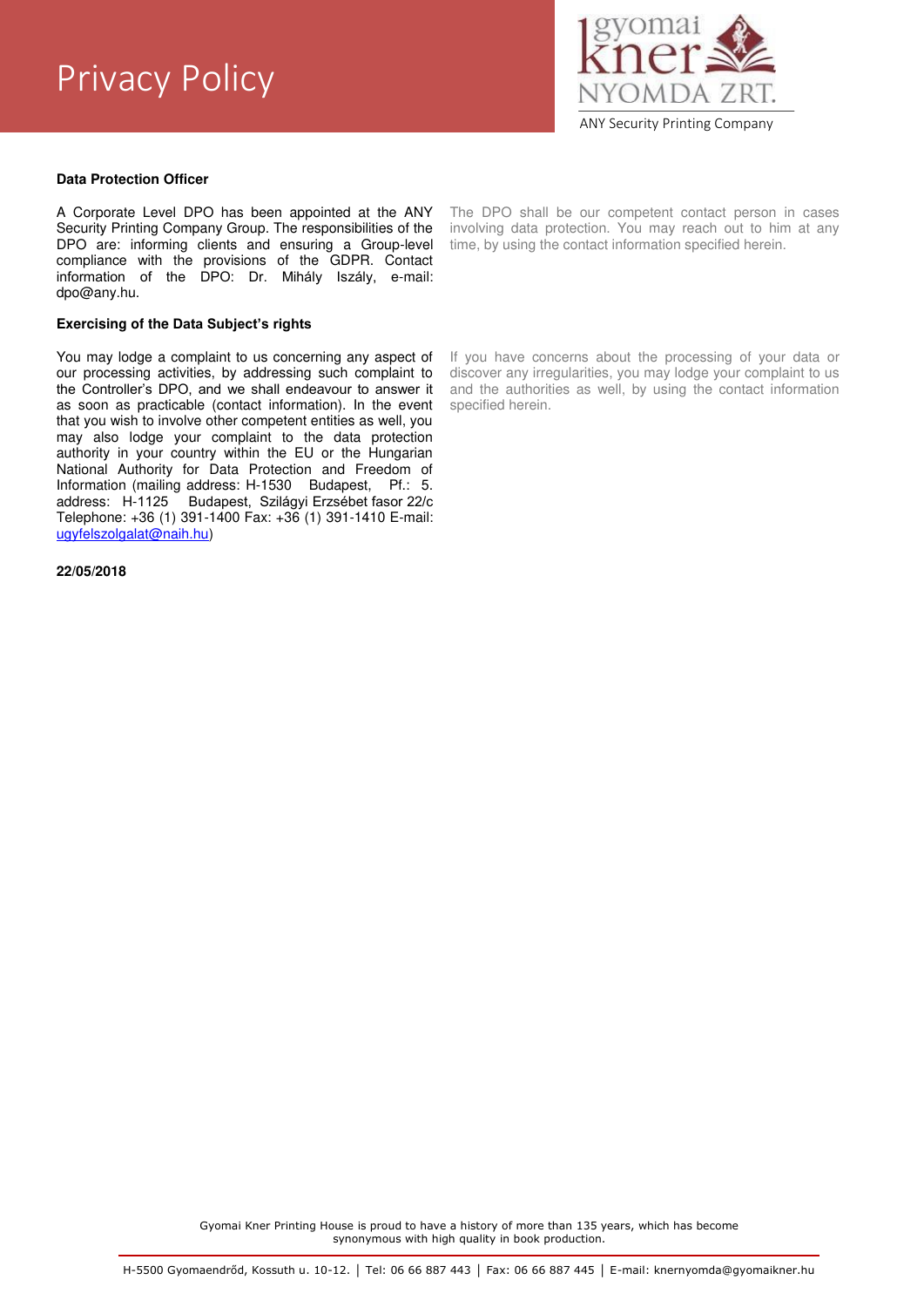### Data Protection Officer

A Corporate Level DPO has been appointed at the ANY Security Printing Company Group. The responsibilities of the DPO are: informing clients and ensuring a Group-level compliance with the provisions of the GDPR. Contact information of the DPO: Dr. Mihály Iszály, e-mail: dpo@any.hu.

The DPO shall be our competent contact person in cases involving data protection. You may reach out to him at any time, by using the contact information specified herein.

### Exercising of the Data Subject's rights

You may lodge a complaint to us concerning any aspect of our processing activities, by addressing such complaint to the Controller's DPO, and we shall endeavour to answer it as soon as practicable (contact information). In the event that you wish to involve other competent entities as well, you may also lodge your complaint to the data protection authority in your country within the EU or the Hungarian National Authority for Data Protection and Freedom of Information (mailing address: H-1530 Budapest, Pf.: 5. address: H-1125 Budapest, Szilágyi Erzsébet fasor 22/c Telephone: +36 (1) 391-1400 Fax: +36 (1) 391-1410 E-mail: ugyfelszolgalat@naih.hu)

If you have concerns about the processing of your data or discover any irregularities, you may lodge your complaint to us and the authorities as well, by using the contact information specified herein.

**22/05/2018**